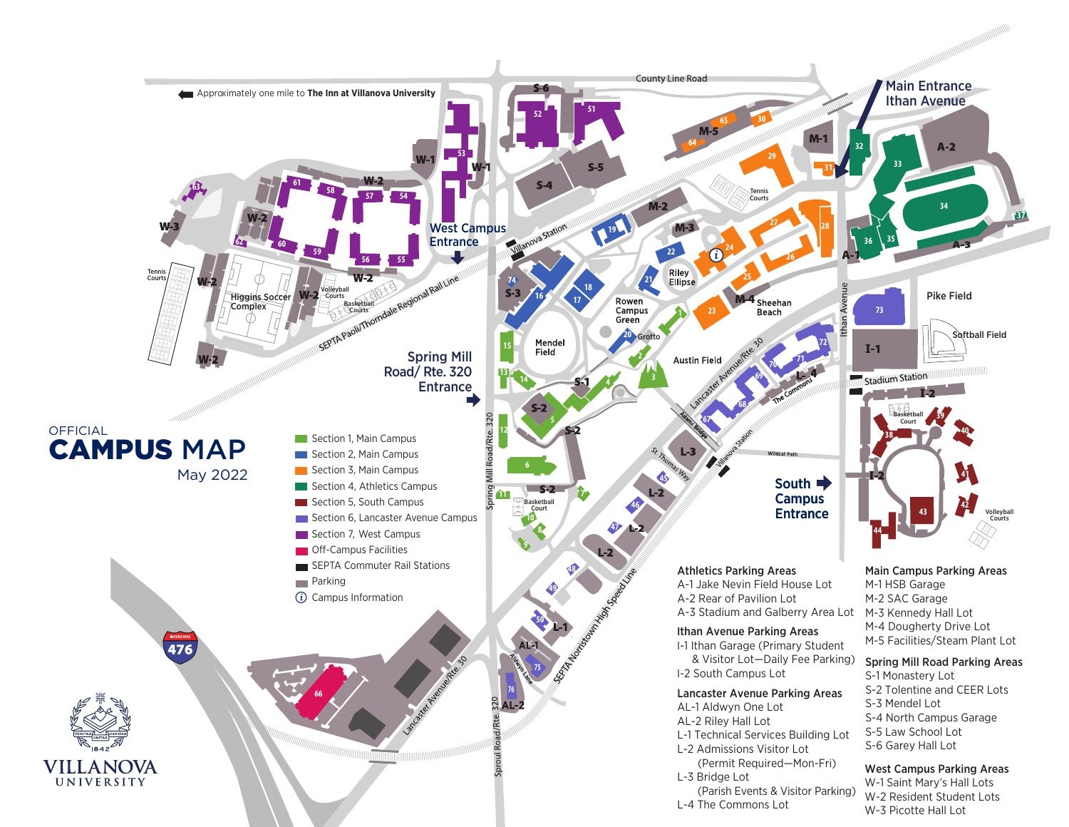OFFICIAL
# CAMPUS MAP
May 2022

- Section 1, Main Campus
- Section 2, Main Campus
- Section 3, Main Campus
- Section 4, Athletics Campus
- Section 5, South Campus
- Section 6, Lancaster Avenue Campus
- Section 7, West Campus
- Off-Campus Facilities
- SEPTA Commuter Rail Stations
- Parking
- (i) Campus Information

Approximately one mile to **The Inn at Villanova University**

Main Entrance Ithan Avenue

West Campus Entrance

Spring Mill Road/ Rte. 320 Entrance

South Campus Entrance

### Athletics Parking Areas
A-1 Jake Nevin Field House Lot
A-2 Rear of Pavilion Lot
A-3 Stadium and Galberry Area Lot

### Ithan Avenue Parking Areas
I-1 Ithan Garage (Primary Student & Visitor Lot—Daily Fee Parking)
I-2 South Campus Lot

### Lancaster Avenue Parking Areas
AL-1 Aldwyn One Lot
AL-2 Riley Hall Lot
L-1 Technical Services Building Lot
L-2 Admissions Visitor Lot (Permit Required—Mon-Fri)
L-3 Bridge Lot (Parish Events & Visitor Parking)
L-4 The Commons Lot

### Main Campus Parking Areas
M-1 HSB Garage
M-2 SAC Garage
M-3 Kennedy Hall Lot
M-4 Dougherty Drive Lot
M-5 Facilities/Steam Plant Lot

### Spring Mill Road Parking Areas
S-1 Monastery Lot
S-2 Tolentine and CEER Lots
S-3 Mendel Lot
S-4 North Campus Garage
S-5 Law School Lot
S-6 Garey Hall Lot

### West Campus Parking Areas
W-1 Saint Mary's Hall Lots
W-2 Resident Student Lots
W-3 Picotte Hall Lot

VILLANOVA UNIVERSITY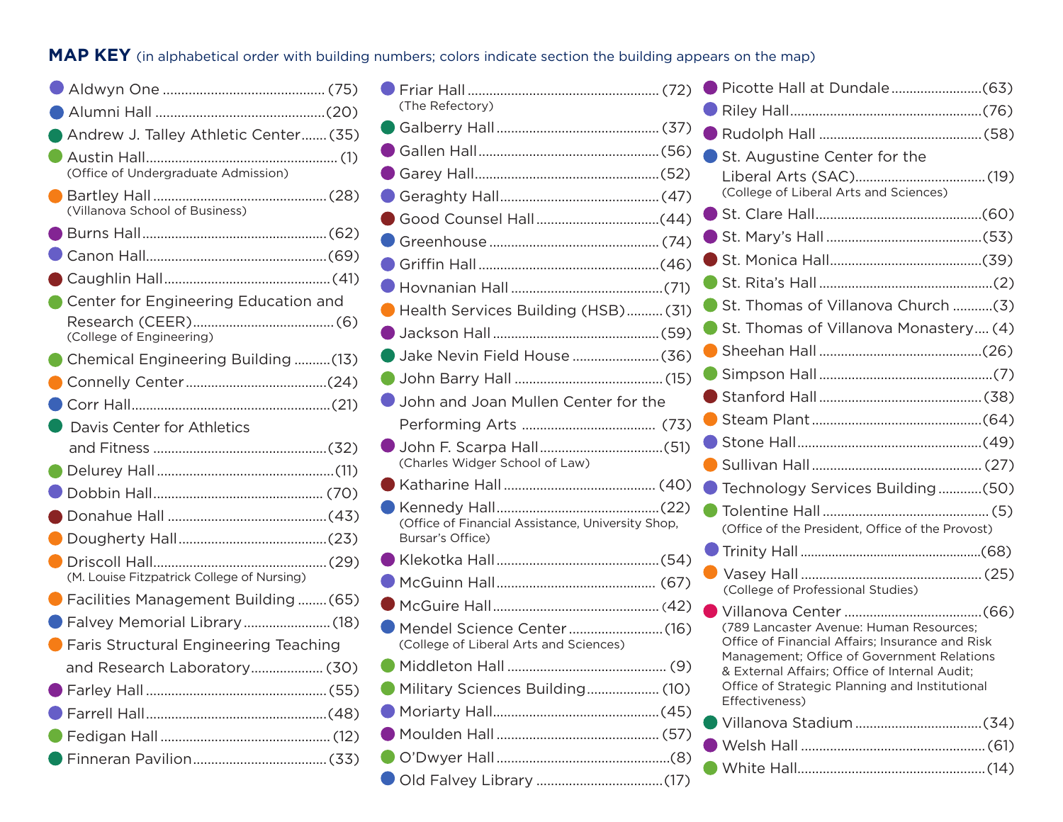## MAP KEY (in alphabetical order with building numbers; colors indicate section the building appears on the map)

- Aldwyn One ........ (75)
- Alumni Hall ........ (20)
- Andrew J. Talley Athletic Center ........ (35)
- Austin Hall ........ (1)
  (Office of Undergraduate Admission)
- Bartley Hall ........ (28)
  (Villanova School of Business)
- Burns Hall ........ (62)
- Canon Hall ........ (69)
- Caughlin Hall ........ (41)
- Center for Engineering Education and Research (CEER) ........ (6)
  (College of Engineering)
- Chemical Engineering Building ........ (13)
- Connelly Center ........ (24)
- Corr Hall ........ (21)
- Davis Center for Athletics and Fitness ........ (32)
- Delurey Hall ........ (11)
- Dobbin Hall ........ (70)
- Donahue Hall ........ (43)
- Dougherty Hall ........ (23)
- Driscoll Hall ........ (29)
  (M. Louise Fitzpatrick College of Nursing)
- Facilities Management Building ........ (65)
- Falvey Memorial Library ........ (18)
- Faris Structural Engineering Teaching and Research Laboratory ........ (30)
- Farley Hall ........ (55)
- Farrell Hall ........ (48)
- Fedigan Hall ........ (12)
- Finneran Pavilion ........ (33)
- Friar Hall ........ (72)
  (The Refectory)
- Galberry Hall ........ (37)
- Gallen Hall ........ (56)
- Garey Hall ........ (52)
- Geraghty Hall ........ (47)
- Good Counsel Hall ........ (44)
- Greenhouse ........ (74)
- Griffin Hall ........ (46)
- Hovnanian Hall ........ (71)
- Health Services Building (HSB) ........ (31)
- Jackson Hall ........ (59)
- Jake Nevin Field House ........ (36)
- John Barry Hall ........ (15)
- John and Joan Mullen Center for the Performing Arts ........ (73)
- John F. Scarpa Hall ........ (51)
  (Charles Widger School of Law)
- Katharine Hall ........ (40)
- Kennedy Hall ........ (22)
  (Office of Financial Assistance, University Shop, Bursar's Office)
- Klekotka Hall ........ (54)
- McGuinn Hall ........ (67)
- McGuire Hall ........ (42)
- Mendel Science Center ........ (16)
  (College of Liberal Arts and Sciences)
- Middleton Hall ........ (9)
- Military Sciences Building ........ (10)
- Moriarty Hall ........ (45)
- Moulden Hall ........ (57)
- O'Dwyer Hall ........ (8)
- Old Falvey Library ........ (17)
- Picotte Hall at Dundale ........ (63)
- Riley Hall ........ (76)
- Rudolph Hall ........ (58)
- St. Augustine Center for the Liberal Arts (SAC) ........ (19)
  (College of Liberal Arts and Sciences)
- St. Clare Hall ........ (60)
- St. Mary's Hall ........ (53)
- St. Monica Hall ........ (39)
- St. Rita's Hall ........ (2)
- St. Thomas of Villanova Church ........ (3)
- St. Thomas of Villanova Monastery ........ (4)
- Sheehan Hall ........ (26)
- Simpson Hall ........ (7)
- Stanford Hall ........ (38)
- Steam Plant ........ (64)
- Stone Hall ........ (49)
- Sullivan Hall ........ (27)
- Technology Services Building ........ (50)
- Tolentine Hall ........ (5)
  (Office of the President, Office of the Provost)
- Trinity Hall ........ (68)
- Vasey Hall ........ (25)
  (College of Professional Studies)
- Villanova Center ........ (66)
  (789 Lancaster Avenue: Human Resources; Office of Financial Affairs; Insurance and Risk Management; Office of Government Relations & External Affairs; Office of Internal Audit; Office of Strategic Planning and Institutional Effectiveness)
- Villanova Stadium ........ (34)
- Welsh Hall ........ (61)
- White Hall ........ (14)